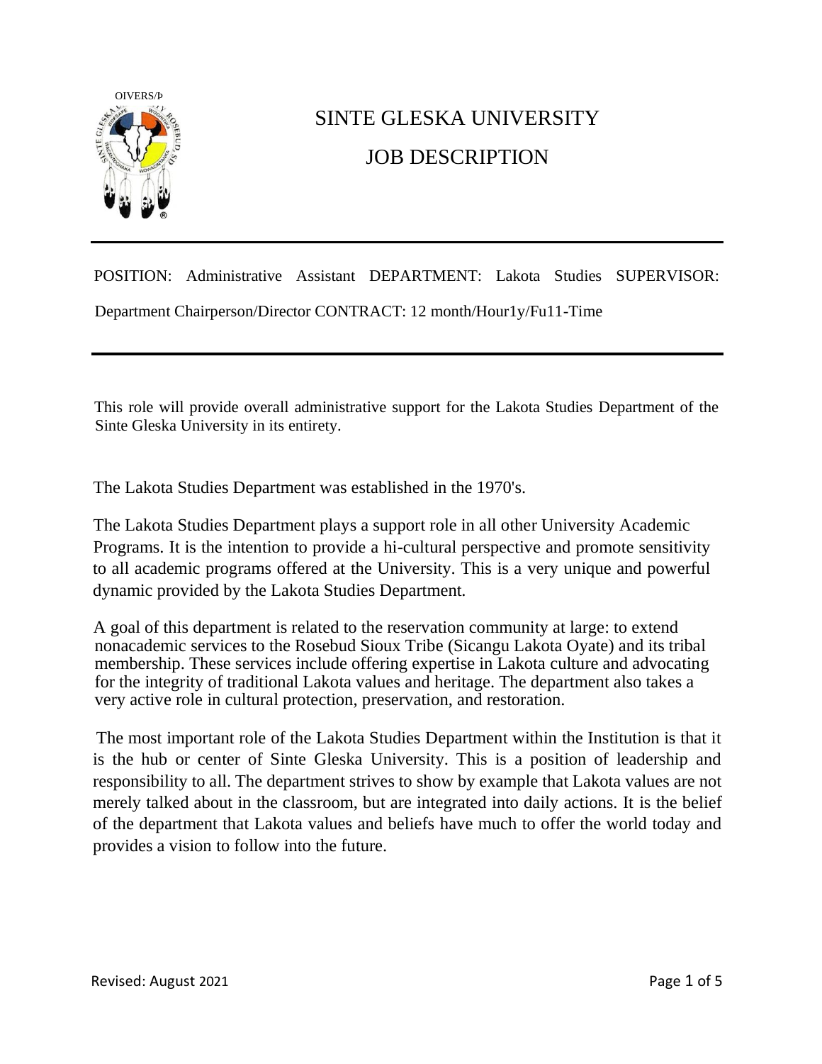# SINTE GLESKA UNIVERSITY

## JOB DESCRIPTION

---

POSITION: Administrative Assistant DEPARTMENT: Lakota Studies SUPERVISOR: Department Chairperson/Director CONTRACT: 12 month/Hour1y/Fu11-Time

---

This role will provide overall administrative support for the Lakota Studies Department of the Sinte Gleska University in its entirety.

The Lakota Studies Department was established in the 1970's.

The Lakota Studies Department plays a support role in all other University Academic Programs. It is the intention to provide a hi-cultural perspective and promote sensitivity to all academic programs offered at the University. This is a very unique and powerful dynamic provided by the Lakota Studies Department.

A goal of this department is related to the reservation community at large: to extend nonacademic services to the Rosebud Sioux Tribe (Sicangu Lakota Oyate) and its tribal membership. These services include offering expertise in Lakota culture and advocating for the integrity of traditional Lakota values and heritage. The department also takes a very active role in cultural protection, preservation, and restoration.

The most important role of the Lakota Studies Department within the Institution is that it is the hub or center of Sinte Gleska University. This is a position of leadership and responsibility to all. The department strives to show by example that Lakota values are not merely talked about in the classroom, but are integrated into daily actions. It is the belief of the department that Lakota values and beliefs have much to offer the world today and provides a vision to follow into the future.

Revised: August 2021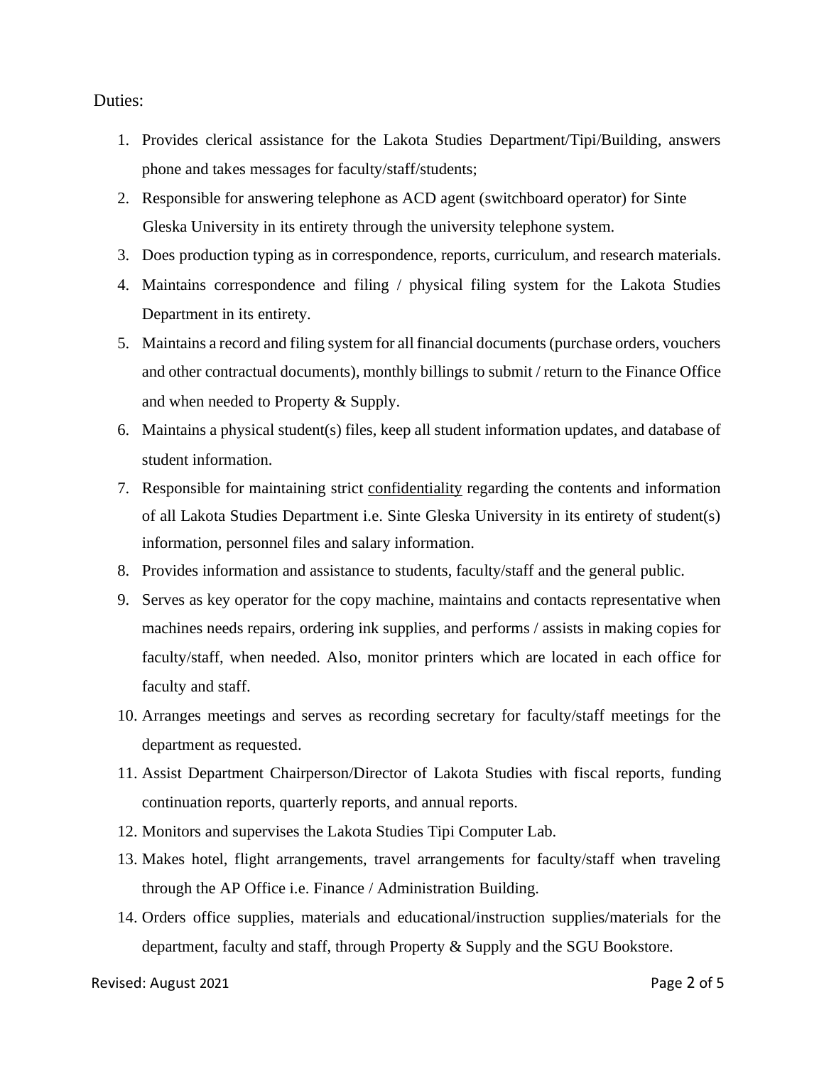Duties:

1. Provides clerical assistance for the Lakota Studies Department/Tipi/Building, answers phone and takes messages for faculty/staff/students;
2. Responsible for answering telephone as ACD agent (switchboard operator) for Sinte Gleska University in its entirety through the university telephone system.
3. Does production typing as in correspondence, reports, curriculum, and research materials.
4. Maintains correspondence and filing / physical filing system for the Lakota Studies Department in its entirety.
5. Maintains a record and filing system for all financial documents (purchase orders, vouchers and other contractual documents), monthly billings to submit / return to the Finance Office and when needed to Property & Supply.
6. Maintains a physical student(s) files, keep all student information updates, and database of student information.
7. Responsible for maintaining strict <u>confidentiality</u> regarding the contents and information of all Lakota Studies Department i.e. Sinte Gleska University in its entirety of student(s) information, personnel files and salary information.
8. Provides information and assistance to students, faculty/staff and the general public.
9. Serves as key operator for the copy machine, maintains and contacts representative when machines needs repairs, ordering ink supplies, and performs / assists in making copies for faculty/staff, when needed. Also, monitor printers which are located in each office for faculty and staff.
10. Arranges meetings and serves as recording secretary for faculty/staff meetings for the department as requested.
11. Assist Department Chairperson/Director of Lakota Studies with fiscal reports, funding continuation reports, quarterly reports, and annual reports.
12. Monitors and supervises the Lakota Studies Tipi Computer Lab.
13. Makes hotel, flight arrangements, travel arrangements for faculty/staff when traveling through the AP Office i.e. Finance / Administration Building.
14. Orders office supplies, materials and educational/instruction supplies/materials for the department, faculty and staff, through Property & Supply and the SGU Bookstore.

Revised: August 2021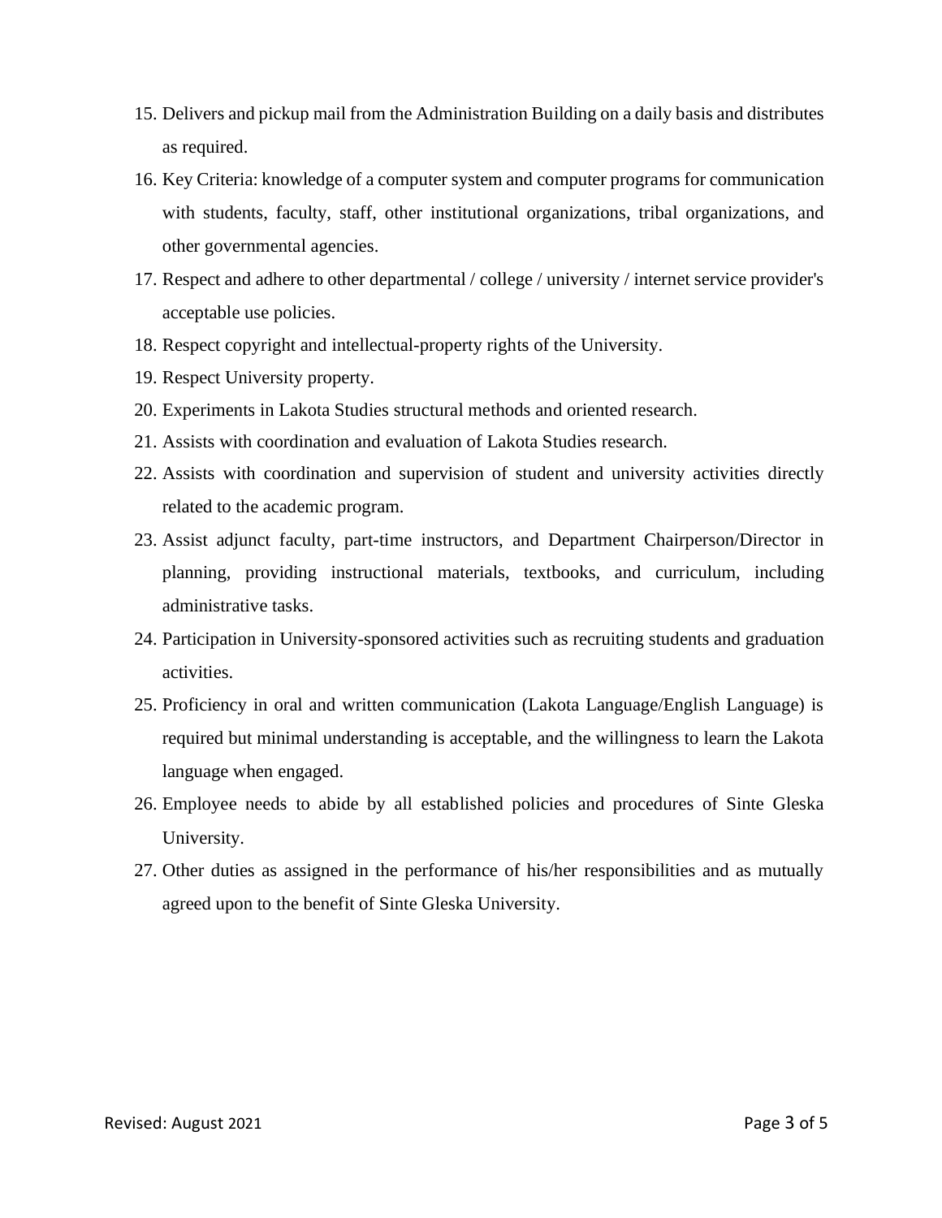15. Delivers and pickup mail from the Administration Building on a daily basis and distributes as required.
16. Key Criteria: knowledge of a computer system and computer programs for communication with students, faculty, staff, other institutional organizations, tribal organizations, and other governmental agencies.
17. Respect and adhere to other departmental / college / university / internet service provider's acceptable use policies.
18. Respect copyright and intellectual-property rights of the University.
19. Respect University property.
20. Experiments in Lakota Studies structural methods and oriented research.
21. Assists with coordination and evaluation of Lakota Studies research.
22. Assists with coordination and supervision of student and university activities directly related to the academic program.
23. Assist adjunct faculty, part-time instructors, and Department Chairperson/Director in planning, providing instructional materials, textbooks, and curriculum, including administrative tasks.
24. Participation in University-sponsored activities such as recruiting students and graduation activities.
25. Proficiency in oral and written communication (Lakota Language/English Language) is required but minimal understanding is acceptable, and the willingness to learn the Lakota language when engaged.
26. Employee needs to abide by all established policies and procedures of Sinte Gleska University.
27. Other duties as assigned in the performance of his/her responsibilities and as mutually agreed upon to the benefit of Sinte Gleska University.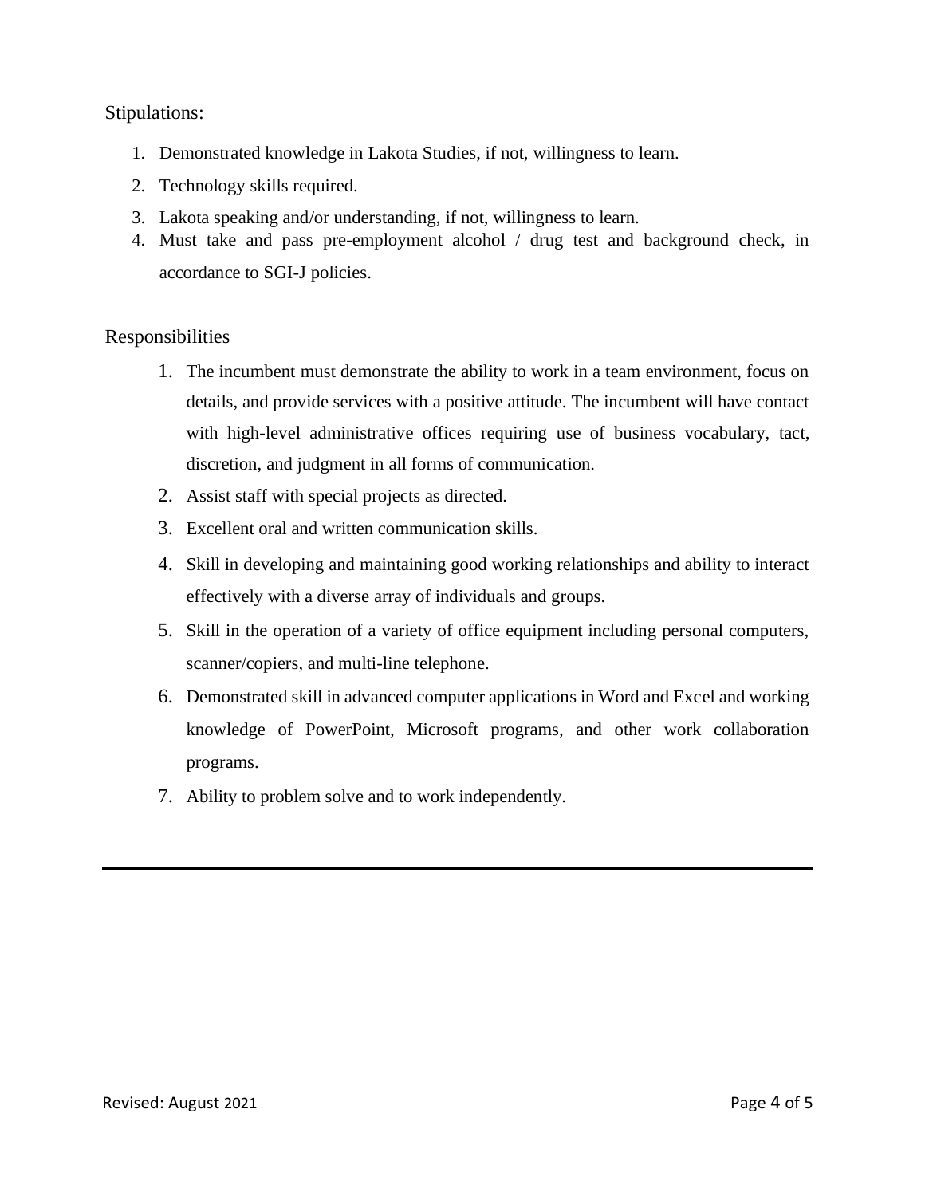Stipulations:

1. Demonstrated knowledge in Lakota Studies, if not, willingness to learn.
2. Technology skills required.
3. Lakota speaking and/or understanding, if not, willingness to learn.
4. Must take and pass pre-employment alcohol / drug test and background check, in accordance to SGI-J policies.

Responsibilities

1. The incumbent must demonstrate the ability to work in a team environment, focus on details, and provide services with a positive attitude. The incumbent will have contact with high-level administrative offices requiring use of business vocabulary, tact, discretion, and judgment in all forms of communication.
2. Assist staff with special projects as directed.
3. Excellent oral and written communication skills.
4. Skill in developing and maintaining good working relationships and ability to interact effectively with a diverse array of individuals and groups.
5. Skill in the operation of a variety of office equipment including personal computers, scanner/copiers, and multi-line telephone.
6. Demonstrated skill in advanced computer applications in Word and Excel and working knowledge of PowerPoint, Microsoft programs, and other work collaboration programs.
7. Ability to problem solve and to work independently.

---

Revised: August 2021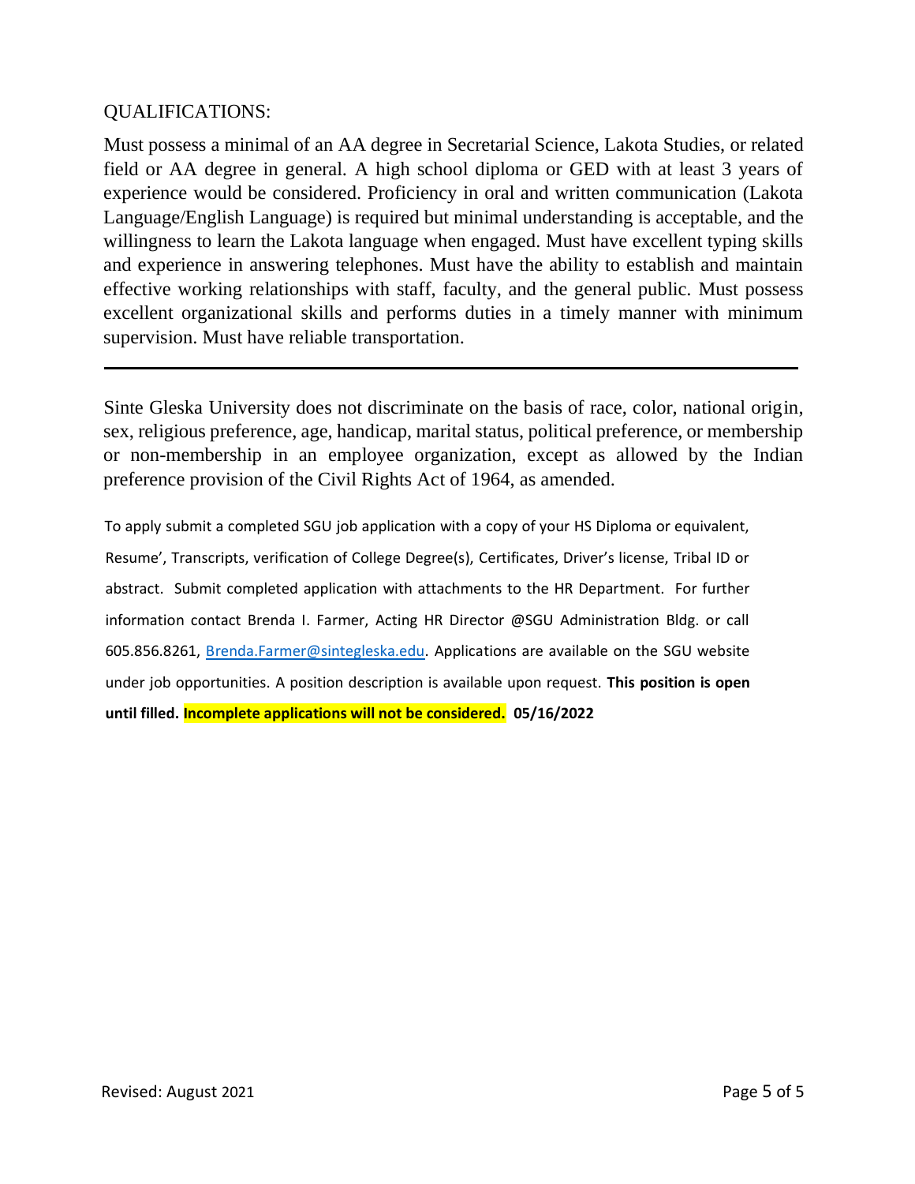QUALIFICATIONS:

Must possess a minimal of an AA degree in Secretarial Science, Lakota Studies, or related field or AA degree in general. A high school diploma or GED with at least 3 years of experience would be considered. Proficiency in oral and written communication (Lakota Language/English Language) is required but minimal understanding is acceptable, and the willingness to learn the Lakota language when engaged. Must have excellent typing skills and experience in answering telephones. Must have the ability to establish and maintain effective working relationships with staff, faculty, and the general public. Must possess excellent organizational skills and performs duties in a timely manner with minimum supervision. Must have reliable transportation.

---

Sinte Gleska University does not discriminate on the basis of race, color, national origin, sex, religious preference, age, handicap, marital status, political preference, or membership or non-membership in an employee organization, except as allowed by the Indian preference provision of the Civil Rights Act of 1964, as amended.

To apply submit a completed SGU job application with a copy of your HS Diploma or equivalent, Resume', Transcripts, verification of College Degree(s), Certificates, Driver's license, Tribal ID or abstract. Submit completed application with attachments to the HR Department. For further information contact Brenda I. Farmer, Acting HR Director @SGU Administration Bldg. or call 605.856.8261, Brenda.Farmer@sintegleska.edu. Applications are available on the SGU website under job opportunities. A position description is available upon request. **This position is open until filled. Incomplete applications will not be considered. 05/16/2022**

Revised: August 2021